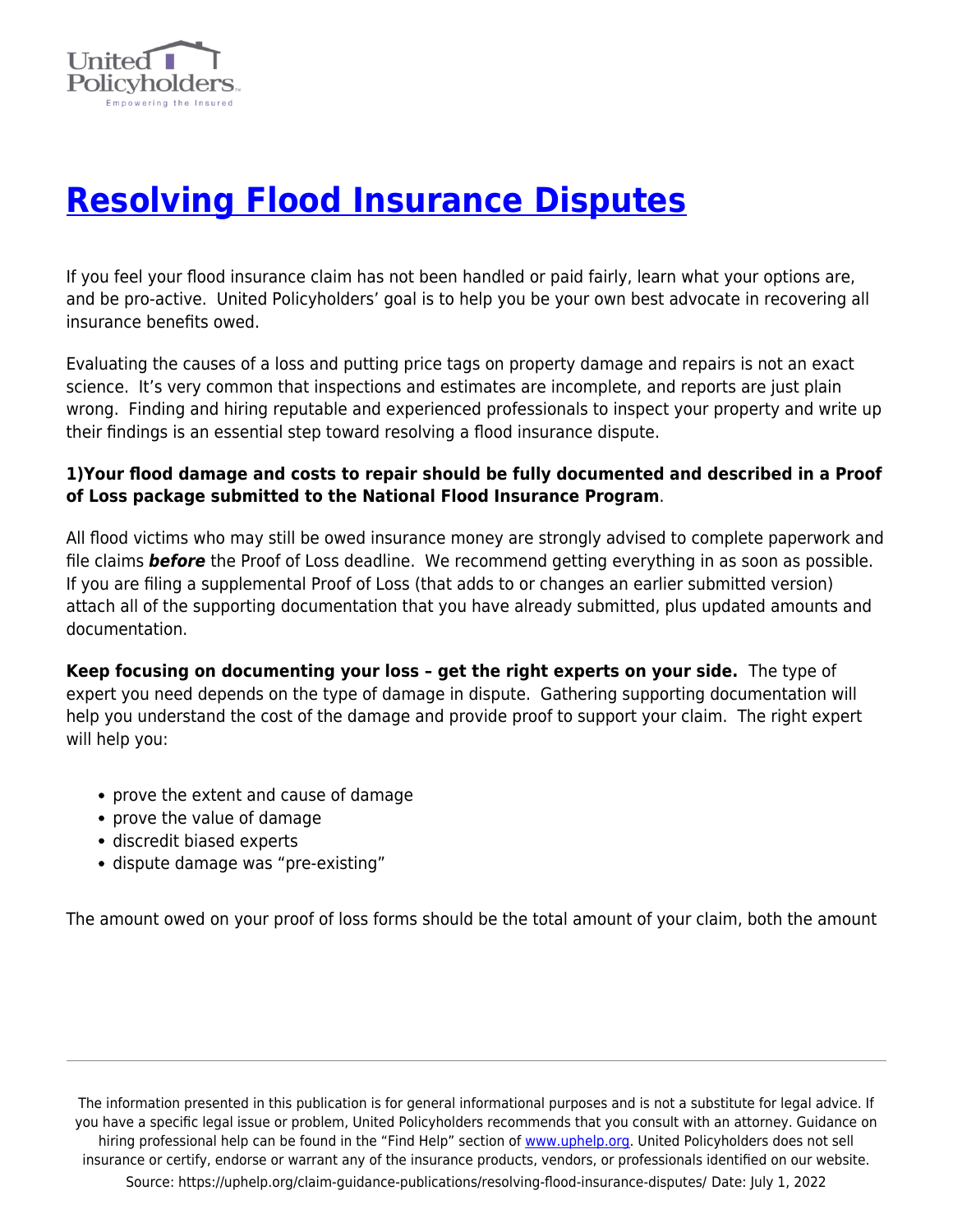# [Resolving Flood Insurance Disputes](https://uphelp.org/claim-guidance-publications/resolving-flood-insurance-disputes/)

If you feel your flood insurance claim has not been handled or paid fairly, learn what your options are, and be pro-active. United Policyholders' goal is to help you be your own best advocate in recovering all insurance benefits owed.

Evaluating the causes of a loss and putting price tags on property damage and repairs is not an exact science. It's very common that inspections and estimates are incomplete, and reports are just plain wrong. Finding and hiring reputable and experienced professionals to inspect your property and write up their findings is an essential step toward resolving a flood insurance dispute.

**1)Your flood damage and costs to repair should be fully documented and described in a Proof of Loss package submitted to the National Flood Insurance Program**.

All flood victims who may still be owed insurance money are strongly advised to complete paperwork and file claims ***before*** the Proof of Loss deadline. We recommend getting everything in as soon as possible. If you are filing a supplemental Proof of Loss (that adds to or changes an earlier submitted version) attach all of the supporting documentation that you have already submitted, plus updated amounts and documentation.

**Keep focusing on documenting your loss – get the right experts on your side.** The type of expert you need depends on the type of damage in dispute. Gathering supporting documentation will help you understand the cost of the damage and provide proof to support your claim. The right expert will help you:

- prove the extent and cause of damage
- prove the value of damage
- discredit biased experts
- dispute damage was "pre-existing"

The amount owed on your proof of loss forms should be the total amount of your claim, both the amount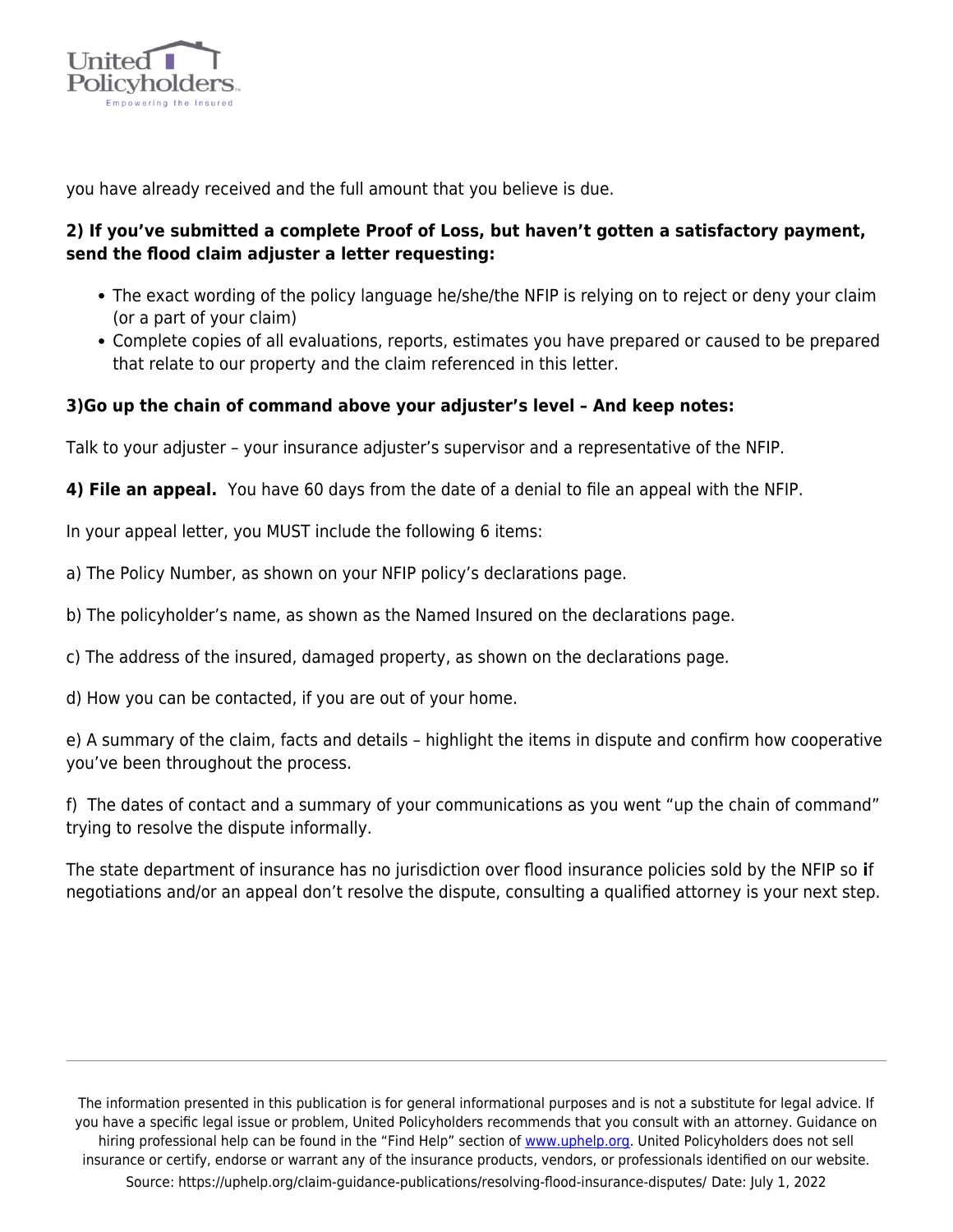you have already received and the full amount that you believe is due.

**2) If you've submitted a complete Proof of Loss, but haven't gotten a satisfactory payment, send the flood claim adjuster a letter requesting:**

- The exact wording of the policy language he/she/the NFIP is relying on to reject or deny your claim (or a part of your claim)
- Complete copies of all evaluations, reports, estimates you have prepared or caused to be prepared that relate to our property and the claim referenced in this letter.

**3)Go up the chain of command above your adjuster's level – And keep notes:**

Talk to your adjuster – your insurance adjuster's supervisor and a representative of the NFIP.

**4) File an appeal.** You have 60 days from the date of a denial to file an appeal with the NFIP.

In your appeal letter, you MUST include the following 6 items:

a) The Policy Number, as shown on your NFIP policy's declarations page.

b) The policyholder's name, as shown as the Named Insured on the declarations page.

c) The address of the insured, damaged property, as shown on the declarations page.

d) How you can be contacted, if you are out of your home.

e) A summary of the claim, facts and details – highlight the items in dispute and confirm how cooperative you've been throughout the process.

f) The dates of contact and a summary of your communications as you went "up the chain of command" trying to resolve the dispute informally.

The state department of insurance has no jurisdiction over flood insurance policies sold by the NFIP so **i**f negotiations and/or an appeal don't resolve the dispute, consulting a qualified attorney is your next step.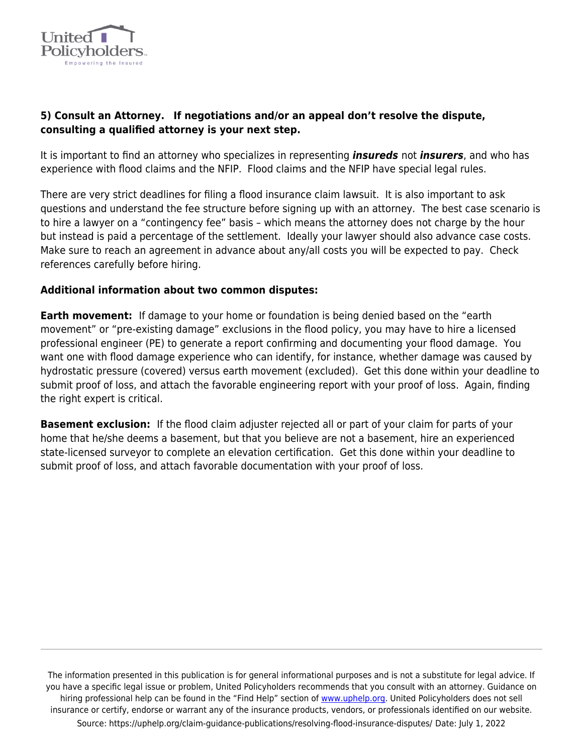**5) Consult an Attorney. If negotiations and/or an appeal don't resolve the dispute, consulting a qualified attorney is your next step.**

It is important to find an attorney who specializes in representing ***insureds*** not ***insurers***, and who has experience with flood claims and the NFIP. Flood claims and the NFIP have special legal rules.

There are very strict deadlines for filing a flood insurance claim lawsuit. It is also important to ask questions and understand the fee structure before signing up with an attorney. The best case scenario is to hire a lawyer on a "contingency fee" basis – which means the attorney does not charge by the hour but instead is paid a percentage of the settlement. Ideally your lawyer should also advance case costs. Make sure to reach an agreement in advance about any/all costs you will be expected to pay. Check references carefully before hiring.

**Additional information about two common disputes:**

**Earth movement:** If damage to your home or foundation is being denied based on the "earth movement" or "pre-existing damage" exclusions in the flood policy, you may have to hire a licensed professional engineer (PE) to generate a report confirming and documenting your flood damage. You want one with flood damage experience who can identify, for instance, whether damage was caused by hydrostatic pressure (covered) versus earth movement (excluded). Get this done within your deadline to submit proof of loss, and attach the favorable engineering report with your proof of loss. Again, finding the right expert is critical.

**Basement exclusion:** If the flood claim adjuster rejected all or part of your claim for parts of your home that he/she deems a basement, but that you believe are not a basement, hire an experienced state-licensed surveyor to complete an elevation certification. Get this done within your deadline to submit proof of loss, and attach favorable documentation with your proof of loss.

---

The information presented in this publication is for general informational purposes and is not a substitute for legal advice. If you have a specific legal issue or problem, United Policyholders recommends that you consult with an attorney. Guidance on hiring professional help can be found in the "Find Help" section of www.uphelp.org. United Policyholders does not sell insurance or certify, endorse or warrant any of the insurance products, vendors, or professionals identified on our website.

Source: https://uphelp.org/claim-guidance-publications/resolving-flood-insurance-disputes/ Date: July 1, 2022